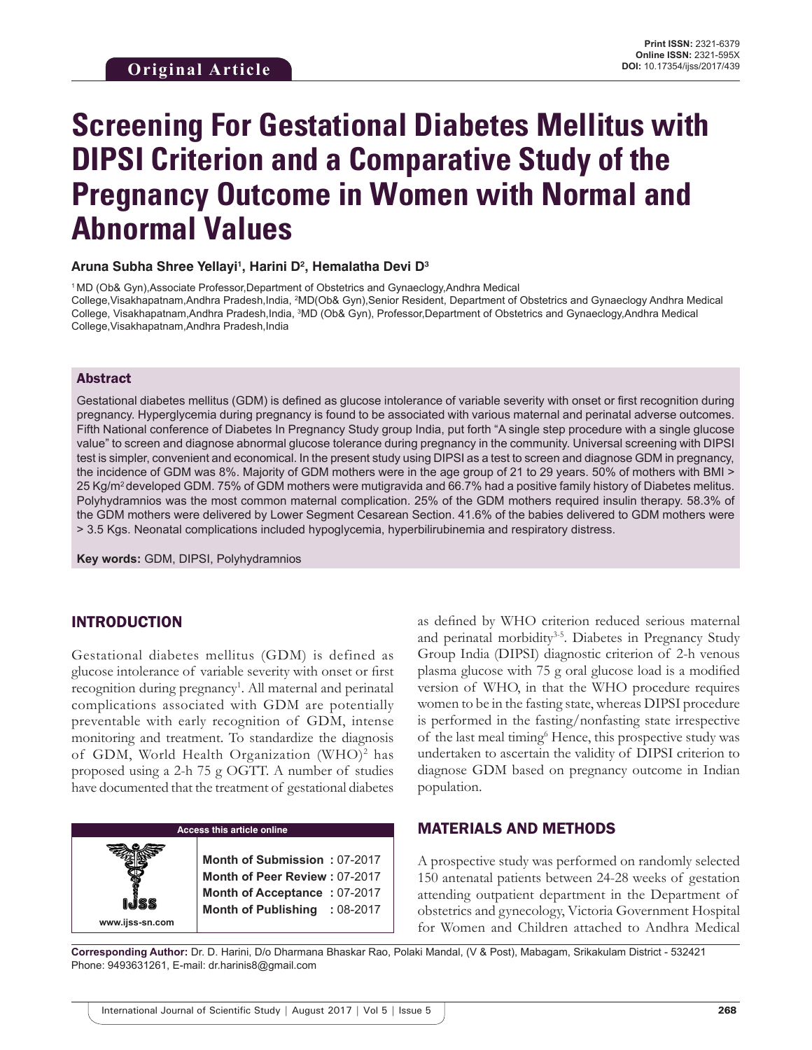Original Article

**Print ISSN:** 2321-6379
**Online ISSN:** 2321-595X
**DOI:** 10.17354/ijss/2017/439

# Screening For Gestational Diabetes Mellitus with DIPSI Criterion and a Comparative Study of the Pregnancy Outcome in Women with Normal and Abnormal Values

**Aruna Subha Shree Yellayi[1], Harini D[2], Hemalatha Devi D[3]**

[1] MD (Ob& Gyn),Associate Professor,Department of Obstetrics and Gynaeclogy,Andhra Medical College,Visakhapatnam,Andhra Pradesh,India, [2]MD(Ob& Gyn),Senior Resident, Department of Obstetrics and Gynaeclogy Andhra Medical College, Visakhapatnam,Andhra Pradesh,India, [3]MD (Ob& Gyn), Professor,Department of Obstetrics and Gynaeclogy,Andhra Medical College,Visakhapatnam,Andhra Pradesh,India

## Abstract

Gestational diabetes mellitus (GDM) is defined as glucose intolerance of variable severity with onset or first recognition during pregnancy. Hyperglycemia during pregnancy is found to be associated with various maternal and perinatal adverse outcomes. Fifth National conference of Diabetes In Pregnancy Study group India, put forth "A single step procedure with a single glucose value" to screen and diagnose abnormal glucose tolerance during pregnancy in the community. Universal screening with DIPSI test is simpler, convenient and economical. In the present study using DIPSI as a test to screen and diagnose GDM in pregnancy, the incidence of GDM was 8%. Majority of GDM mothers were in the age group of 21 to 29 years. 50% of mothers with BMI > 25 Kg/m$^2$ developed GDM. 75% of GDM mothers were mutigravida and 66.7% had a positive family history of Diabetes melitus. Polyhydramnios was the most common maternal complication. 25% of the GDM mothers required insulin therapy. 58.3% of the GDM mothers were delivered by Lower Segment Cesarean Section. 41.6% of the babies delivered to GDM mothers were > 3.5 Kgs. Neonatal complications included hypoglycemia, hyperbilirubinemia and respiratory distress.

**Key words:** GDM, DIPSI, Polyhydramnios

## INTRODUCTION

Gestational diabetes mellitus (GDM) is defined as glucose intolerance of variable severity with onset or first recognition during pregnancy[1]. All maternal and perinatal complications associated with GDM are potentially preventable with early recognition of GDM, intense monitoring and treatment. To standardize the diagnosis of GDM, World Health Organization (WHO)[2] has proposed using a 2-h 75 g OGTT. A number of studies have documented that the treatment of gestational diabetes as defined by WHO criterion reduced serious maternal and perinatal morbidity[3-5]. Diabetes in Pregnancy Study Group India (DIPSI) diagnostic criterion of 2-h venous plasma glucose with 75 g oral glucose load is a modified version of WHO, in that the WHO procedure requires women to be in the fasting state, whereas DIPSI procedure is performed in the fasting/nonfasting state irrespective of the last meal timing[6] Hence, this prospective study was undertaken to ascertain the validity of DIPSI criterion to diagnose GDM based on pregnancy outcome in Indian population.

| Access this article online | |
|---|---|
| www.ijss-sn.com | **Month of Submission :** 07-2017 |
| | **Month of Peer Review :** 07-2017 |
| | **Month of Acceptance :** 07-2017 |
| | **Month of Publishing :** 08-2017 |

## MATERIALS AND METHODS

A prospective study was performed on randomly selected 150 antenatal patients between 24-28 weeks of gestation attending outpatient department in the Department of obstetrics and gynecology, Victoria Government Hospital for Women and Children attached to Andhra Medical

**Corresponding Author:** Dr. D. Harini, D/o Dharmana Bhaskar Rao, Polaki Mandal, (V & Post), Mabagam, Srikakulam District - 532421 Phone: 9493631261, E-mail: dr.harinis8@gmail.com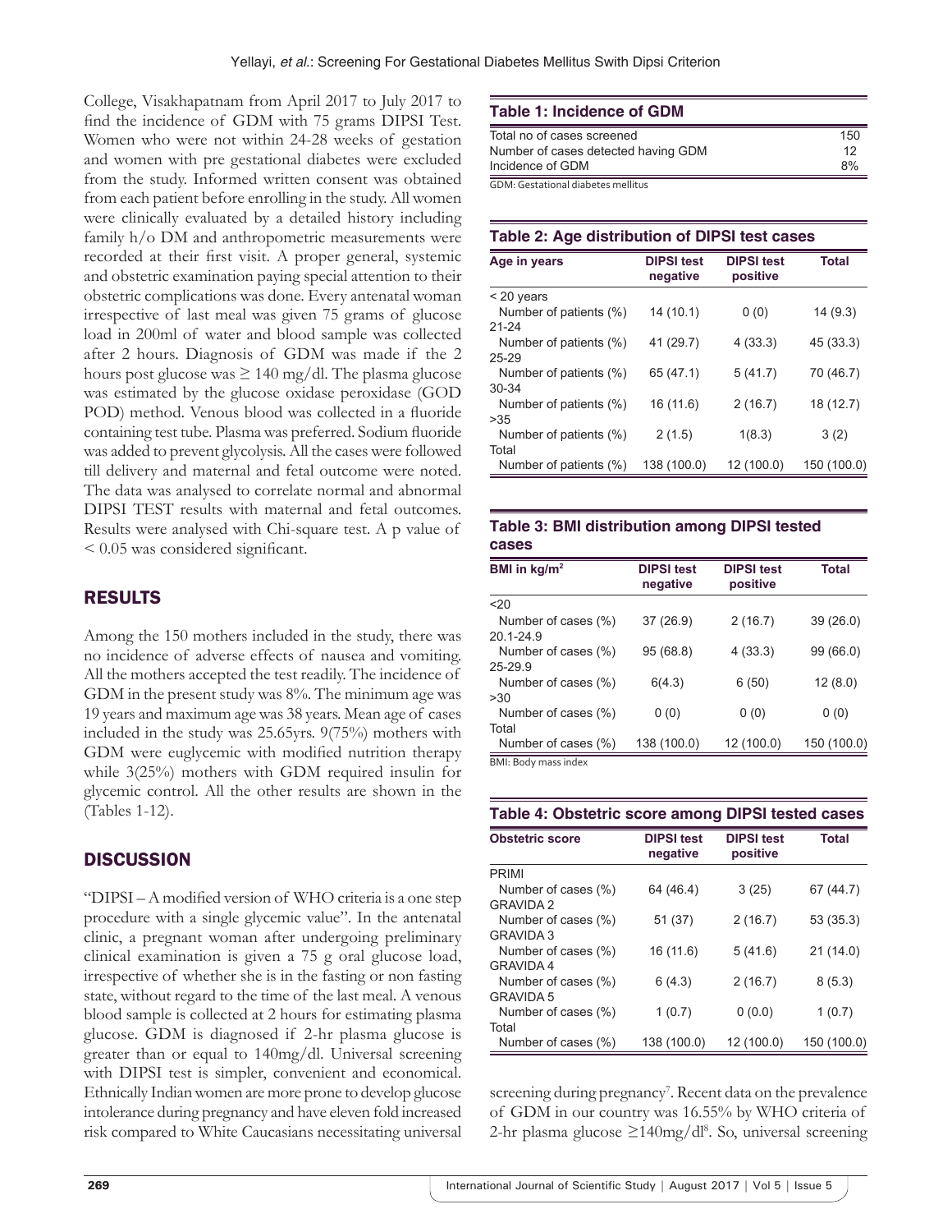College, Visakhapatnam from April 2017 to July 2017 to find the incidence of GDM with 75 grams DIPSI Test. Women who were not within 24-28 weeks of gestation and women with pre gestational diabetes were excluded from the study. Informed written consent was obtained from each patient before enrolling in the study. All women were clinically evaluated by a detailed history including family h/o DM and anthropometric measurements were recorded at their first visit. A proper general, systemic and obstetric examination paying special attention to their obstetric complications was done. Every antenatal woman irrespective of last meal was given 75 grams of glucose load in 200ml of water and blood sample was collected after 2 hours. Diagnosis of GDM was made if the 2 hours post glucose was ≥ 140 mg/dl. The plasma glucose was estimated by the glucose oxidase peroxidase (GOD POD) method. Venous blood was collected in a fluoride containing test tube. Plasma was preferred. Sodium fluoride was added to prevent glycolysis. All the cases were followed till delivery and maternal and fetal outcome were noted. The data was analysed to correlate normal and abnormal DIPSI TEST results with maternal and fetal outcomes. Results were analysed with Chi-square test. A p value of < 0.05 was considered significant.

## RESULTS

Among the 150 mothers included in the study, there was no incidence of adverse effects of nausea and vomiting. All the mothers accepted the test readily. The incidence of GDM in the present study was 8%. The minimum age was 19 years and maximum age was 38 years. Mean age of cases included in the study was 25.65yrs. 9(75%) mothers with GDM were euglycemic with modified nutrition therapy while 3(25%) mothers with GDM required insulin for glycemic control. All the other results are shown in the (Tables 1-12).

## DISCUSSION

"DIPSI – A modified version of WHO criteria is a one step procedure with a single glycemic value". In the antenatal clinic, a pregnant woman after undergoing preliminary clinical examination is given a 75 g oral glucose load, irrespective of whether she is in the fasting or non fasting state, without regard to the time of the last meal. A venous blood sample is collected at 2 hours for estimating plasma glucose. GDM is diagnosed if 2-hr plasma glucose is greater than or equal to 140mg/dl. Universal screening with DIPSI test is simpler, convenient and economical. Ethnically Indian women are more prone to develop glucose intolerance during pregnancy and have eleven fold increased risk compared to White Caucasians necessitating universal screening during pregnancy[7]. Recent data on the prevalence of GDM in our country was 16.55% by WHO criteria of 2-hr plasma glucose ≥140mg/dl[8]. So, universal screening

**Table 1: Incidence of GDM**

| | |
|---|---|
| Total no of cases screened | 150 |
| Number of cases detected having GDM | 12 |
| Incidence of GDM | 8% |

GDM: Gestational diabetes mellitus

**Table 2: Age distribution of DIPSI test cases**

| Age in years | DIPSI test negative | DIPSI test positive | Total |
|---|---|---|---|
| < 20 years | | | |
| Number of patients (%) | 14 (10.1) | 0 (0) | 14 (9.3) |
| 21-24 | | | |
| Number of patients (%) | 41 (29.7) | 4 (33.3) | 45 (33.3) |
| 25-29 | | | |
| Number of patients (%) | 65 (47.1) | 5 (41.7) | 70 (46.7) |
| 30-34 | | | |
| Number of patients (%) | 16 (11.6) | 2 (16.7) | 18 (12.7) |
| >35 | | | |
| Number of patients (%) | 2 (1.5) | 1(8.3) | 3 (2) |
| Total | | | |
| Number of patients (%) | 138 (100.0) | 12 (100.0) | 150 (100.0) |

**Table 3: BMI distribution among DIPSI tested cases**

| BMI in kg/m$^2$ | DIPSI test negative | DIPSI test positive | Total |
|---|---|---|---|
| <20 | | | |
| Number of cases (%) | 37 (26.9) | 2 (16.7) | 39 (26.0) |
| 20.1-24.9 | | | |
| Number of cases (%) | 95 (68.8) | 4 (33.3) | 99 (66.0) |
| 25-29.9 | | | |
| Number of cases (%) | 6(4.3) | 6 (50) | 12 (8.0) |
| >30 | | | |
| Number of cases (%) | 0 (0) | 0 (0) | 0 (0) |
| Total | | | |
| Number of cases (%) | 138 (100.0) | 12 (100.0) | 150 (100.0) |

BMI: Body mass index

**Table 4: Obstetric score among DIPSI tested cases**

| Obstetric score | DIPSI test negative | DIPSI test positive | Total |
|---|---|---|---|
| PRIMI | | | |
| Number of cases (%) | 64 (46.4) | 3 (25) | 67 (44.7) |
| GRAVIDA 2 | | | |
| Number of cases (%) | 51 (37) | 2 (16.7) | 53 (35.3) |
| GRAVIDA 3 | | | |
| Number of cases (%) | 16 (11.6) | 5 (41.6) | 21 (14.0) |
| GRAVIDA 4 | | | |
| Number of cases (%) | 6 (4.3) | 2 (16.7) | 8 (5.3) |
| GRAVIDA 5 | | | |
| Number of cases (%) | 1 (0.7) | 0 (0.0) | 1 (0.7) |
| Total | | | |
| Number of cases (%) | 138 (100.0) | 12 (100.0) | 150 (100.0) |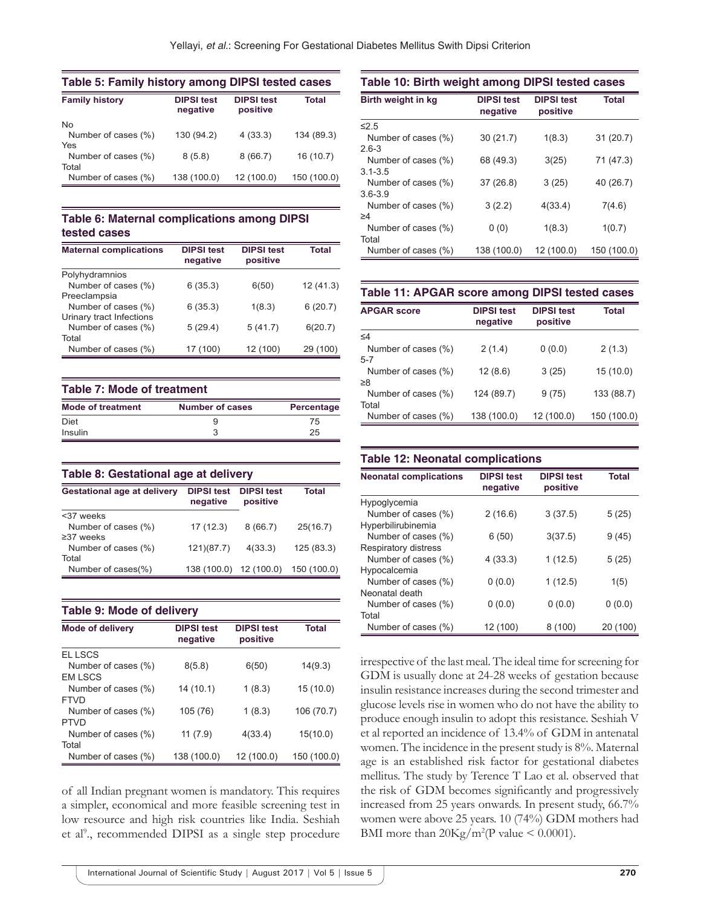**Table 5: Family history among DIPSI tested cases**

| Family history | DIPSI test negative | DIPSI test positive | Total |
|---|---|---|---|
| No | | | |
| Number of cases (%) | 130 (94.2) | 4 (33.3) | 134 (89.3) |
| Yes | | | |
| Number of cases (%) | 8 (5.8) | 8 (66.7) | 16 (10.7) |
| Total | | | |
| Number of cases (%) | 138 (100.0) | 12 (100.0) | 150 (100.0) |

**Table 6: Maternal complications among DIPSI tested cases**

| Maternal complications | DIPSI test negative | DIPSI test positive | Total |
|---|---|---|---|
| Polyhydramnios | | | |
| Number of cases (%) | 6 (35.3) | 6(50) | 12 (41.3) |
| Preeclampsia | | | |
| Number of cases (%) | 6 (35.3) | 1(8.3) | 6 (20.7) |
| Urinary tract Infections | | | |
| Number of cases (%) | 5 (29.4) | 5 (41.7) | 6(20.7) |
| Total | | | |
| Number of cases (%) | 17 (100) | 12 (100) | 29 (100) |

**Table 7: Mode of treatment**

| Mode of treatment | Number of cases | Percentage |
|---|---|---|
| Diet | 9 | 75 |
| Insulin | 3 | 25 |

**Table 8: Gestational age at delivery**

| Gestational age at delivery | DIPSI test negative | DIPSI test positive | Total |
|---|---|---|---|
| <37 weeks | | | |
| Number of cases (%) | 17 (12.3) | 8 (66.7) | 25(16.7) |
| ≥37 weeks | | | |
| Number of cases (%) | 121)(87.7) | 4(33.3) | 125 (83.3) |
| Total | | | |
| Number of cases(%) | 138 (100.0) | 12 (100.0) | 150 (100.0) |

**Table 9: Mode of delivery**

| Mode of delivery | DIPSI test negative | DIPSI test positive | Total |
|---|---|---|---|
| EL LSCS | | | |
| Number of cases (%) | 8(5.8) | 6(50) | 14(9.3) |
| EM LSCS | | | |
| Number of cases (%) | 14 (10.1) | 1 (8.3) | 15 (10.0) |
| FTVD | | | |
| Number of cases (%) | 105 (76) | 1 (8.3) | 106 (70.7) |
| PTVD | | | |
| Number of cases (%) | 11 (7.9) | 4(33.4) | 15(10.0) |
| Total | | | |
| Number of cases (%) | 138 (100.0) | 12 (100.0) | 150 (100.0) |

of all Indian pregnant women is mandatory. This requires a simpler, economical and more feasible screening test in low resource and high risk countries like India. Seshiah et al[9]., recommended DIPSI as a single step procedure

**Table 10: Birth weight among DIPSI tested cases**

| Birth weight in kg | DIPSI test negative | DIPSI test positive | Total |
|---|---|---|---|
| ≤2.5 | | | |
| Number of cases (%) | 30 (21.7) | 1(8.3) | 31 (20.7) |
| 2.6-3 | | | |
| Number of cases (%) | 68 (49.3) | 3(25) | 71 (47.3) |
| 3.1-3.5 | | | |
| Number of cases (%) | 37 (26.8) | 3 (25) | 40 (26.7) |
| 3.6-3.9 | | | |
| Number of cases (%) | 3 (2.2) | 4(33.4) | 7(4.6) |
| ≥4 | | | |
| Number of cases (%) | 0 (0) | 1(8.3) | 1(0.7) |
| Total | | | |
| Number of cases (%) | 138 (100.0) | 12 (100.0) | 150 (100.0) |

**Table 11: APGAR score among DIPSI tested cases**

| APGAR score | DIPSI test negative | DIPSI test positive | Total |
|---|---|---|---|
| ≤4 | | | |
| Number of cases (%) | 2 (1.4) | 0 (0.0) | 2 (1.3) |
| 5-7 | | | |
| Number of cases (%) | 12 (8.6) | 3 (25) | 15 (10.0) |
| ≥8 | | | |
| Number of cases (%) | 124 (89.7) | 9 (75) | 133 (88.7) |
| Total | | | |
| Number of cases (%) | 138 (100.0) | 12 (100.0) | 150 (100.0) |

**Table 12: Neonatal complications**

| Neonatal complications | DIPSI test negative | DIPSI test positive | Total |
|---|---|---|---|
| Hypoglycemia | | | |
| Number of cases (%) | 2 (16.6) | 3 (37.5) | 5 (25) |
| Hyperbilirubinemia | | | |
| Number of cases (%) | 6 (50) | 3(37.5) | 9 (45) |
| Respiratory distress | | | |
| Number of cases (%) | 4 (33.3) | 1 (12.5) | 5 (25) |
| Hypocalcemia | | | |
| Number of cases (%) | 0 (0.0) | 1 (12.5) | 1(5) |
| Neonatal death | | | |
| Number of cases (%) | 0 (0.0) | 0 (0.0) | 0 (0.0) |
| Total | | | |
| Number of cases (%) | 12 (100) | 8 (100) | 20 (100) |

irrespective of the last meal. The ideal time for screening for GDM is usually done at 24-28 weeks of gestation because insulin resistance increases during the second trimester and glucose levels rise in women who do not have the ability to produce enough insulin to adopt this resistance. Seshiah V et al reported an incidence of 13.4% of GDM in antenatal women. The incidence in the present study is 8%. Maternal age is an established risk factor for gestational diabetes mellitus. The study by Terence T Lao et al. observed that the risk of GDM becomes significantly and progressively increased from 25 years onwards. In present study, 66.7% women were above 25 years. 10 (74%) GDM mothers had BMI more than $20Kg/m^2$(P value < 0.0001).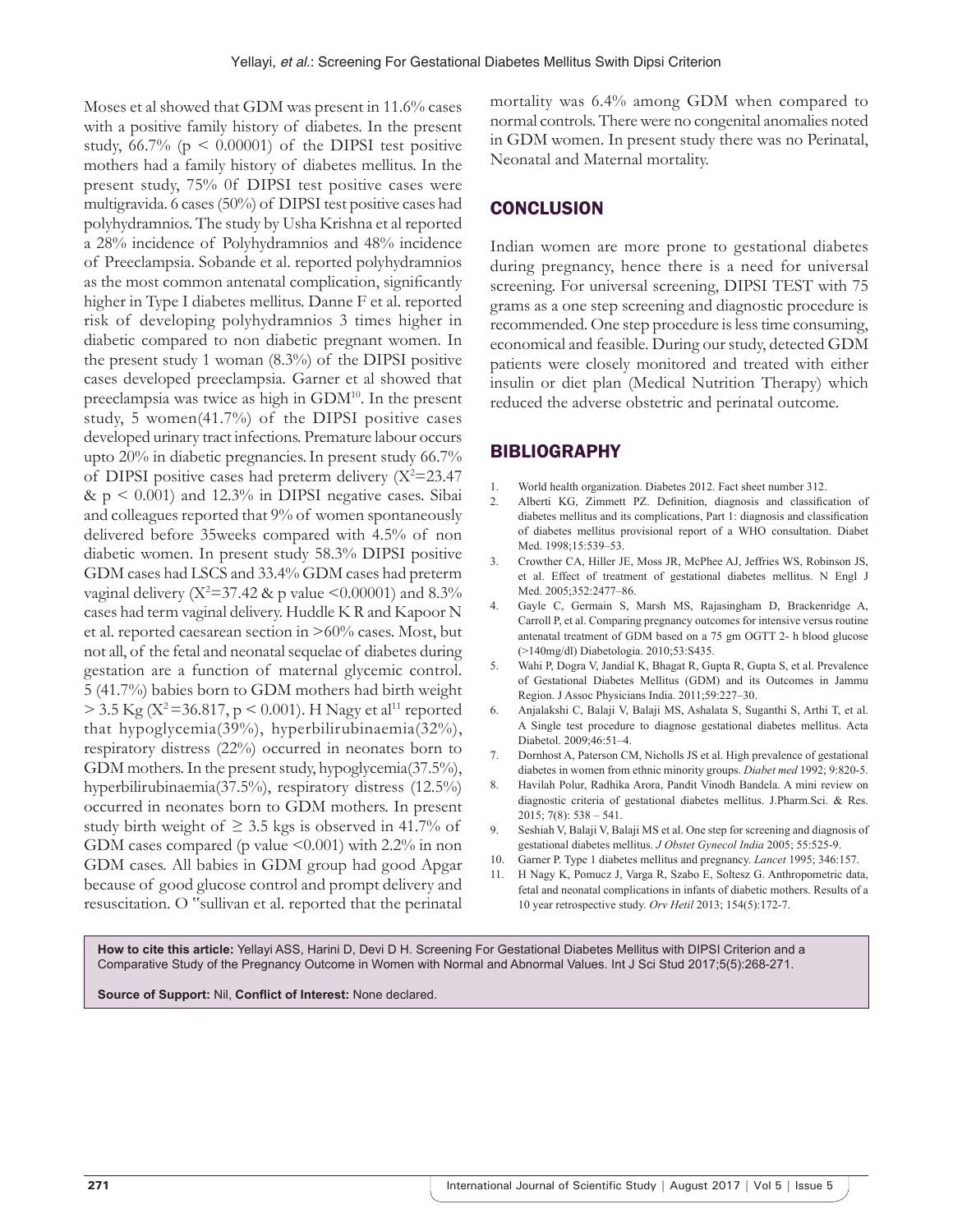Moses et al showed that GDM was present in 11.6% cases with a positive family history of diabetes. In the present study, 66.7% ($p < 0.00001$) of the DIPSI test positive mothers had a family history of diabetes mellitus. In the present study, 75% 0f DIPSI test positive cases were multigravida. 6 cases (50%) of DIPSI test positive cases had polyhydramnios. The study by Usha Krishna et al reported a 28% incidence of Polyhydramnios and 48% incidence of Preeclampsia. Sobande et al. reported polyhydramnios as the most common antenatal complication, significantly higher in Type I diabetes mellitus. Danne F et al. reported risk of developing polyhydramnios 3 times higher in diabetic compared to non diabetic pregnant women. In the present study 1 woman (8.3%) of the DIPSI positive cases developed preeclampsia. Garner et al showed that preeclampsia was twice as high in GDM[10]. In the present study, 5 women(41.7%) of the DIPSI positive cases developed urinary tract infections. Premature labour occurs upto 20% in diabetic pregnancies. In present study 66.7% of DIPSI positive cases had preterm delivery ($X^2$=23.47 & $p < 0.001$) and 12.3% in DIPSI negative cases. Sibai and colleagues reported that 9% of women spontaneously delivered before 35weeks compared with 4.5% of non diabetic women. In present study 58.3% DIPSI positive GDM cases had LSCS and 33.4% GDM cases had preterm vaginal delivery ($X^2$=37.42 & p value <0.00001) and 8.3% cases had term vaginal delivery. Huddle K R and Kapoor N et al. reported caesarean section in >60% cases. Most, but not all, of the fetal and neonatal sequelae of diabetes during gestation are a function of maternal glycemic control. 5 (41.7%) babies born to GDM mothers had birth weight > 3.5 Kg ($X^2$=36.817, $p < 0.001$). H Nagy et al[11] reported that hypoglycemia(39%), hyperbilirubinaemia(32%), respiratory distress (22%) occurred in neonates born to GDM mothers. In the present study, hypoglycemia(37.5%), hyperbilirubinaemia(37.5%), respiratory distress (12.5%) occurred in neonates born to GDM mothers. In present study birth weight of ≥ 3.5 kgs is observed in 41.7% of GDM cases compared (p value <0.001) with 2.2% in non GDM cases. All babies in GDM group had good Apgar because of good glucose control and prompt delivery and resuscitation. O "sullivan et al. reported that the perinatal mortality was 6.4% among GDM when compared to normal controls. There were no congenital anomalies noted in GDM women. In present study there was no Perinatal, Neonatal and Maternal mortality.

## CONCLUSION

Indian women are more prone to gestational diabetes during pregnancy, hence there is a need for universal screening. For universal screening, DIPSI TEST with 75 grams as a one step screening and diagnostic procedure is recommended. One step procedure is less time consuming, economical and feasible. During our study, detected GDM patients were closely monitored and treated with either insulin or diet plan (Medical Nutrition Therapy) which reduced the adverse obstetric and perinatal outcome.

## BIBLIOGRAPHY

1. World health organization. Diabetes 2012. Fact sheet number 312.
2. Alberti KG, Zimmett PZ. Definition, diagnosis and classification of diabetes mellitus and its complications, Part 1: diagnosis and classification of diabetes mellitus provisional report of a WHO consultation. Diabet Med. 1998;15:539–53.
3. Crowther CA, Hiller JE, Moss JR, McPhee AJ, Jeffries WS, Robinson JS, et al. Effect of treatment of gestational diabetes mellitus. N Engl J Med. 2005;352:2477–86.
4. Gayle C, Germain S, Marsh MS, Rajasingham D, Brackenridge A, Carroll P, et al. Comparing pregnancy outcomes for intensive versus routine antenatal treatment of GDM based on a 75 gm OGTT 2- h blood glucose (>140mg/dl) Diabetologia. 2010;53:S435.
5. Wahi P, Dogra V, Jandial K, Bhagat R, Gupta R, Gupta S, et al. Prevalence of Gestational Diabetes Mellitus (GDM) and its Outcomes in Jammu Region. J Assoc Physicians India. 2011;59:227–30.
6. Anjalakshi C, Balaji V, Balaji MS, Ashalata S, Suganthi S, Arthi T, et al. A Single test procedure to diagnose gestational diabetes mellitus. Acta Diabetol. 2009;46:51–4.
7. Dornhost A, Paterson CM, Nicholls JS et al. High prevalence of gestational diabetes in women from ethnic minority groups. *Diabet med* 1992; 9:820-5.
8. Havilah Polur, Radhika Arora, Pandit Vinodh Bandela. A mini review on diagnostic criteria of gestational diabetes mellitus. J.Pharm.Sci. & Res. 2015; 7(8): 538 – 541.
9. Seshiah V, Balaji V, Balaji MS et al. One step for screening and diagnosis of gestational diabetes mellitus. *J Obstet Gynecol India* 2005; 55:525-9.
10. Garner P. Type 1 diabetes mellitus and pregnancy. *Lancet* 1995; 346:157.
11. H Nagy K, Pomucz J, Varga R, Szabo E, Soltesz G. Anthropometric data, fetal and neonatal complications in infants of diabetic mothers. Results of a 10 year retrospective study. *Orv Hetil* 2013; 154(5):172-7.

**How to cite this article:** Yellayi ASS, Harini D, Devi D H. Screening For Gestational Diabetes Mellitus with DIPSI Criterion and a Comparative Study of the Pregnancy Outcome in Women with Normal and Abnormal Values. Int J Sci Stud 2017;5(5):268-271.

**Source of Support:** Nil, **Conflict of Interest:** None declared.